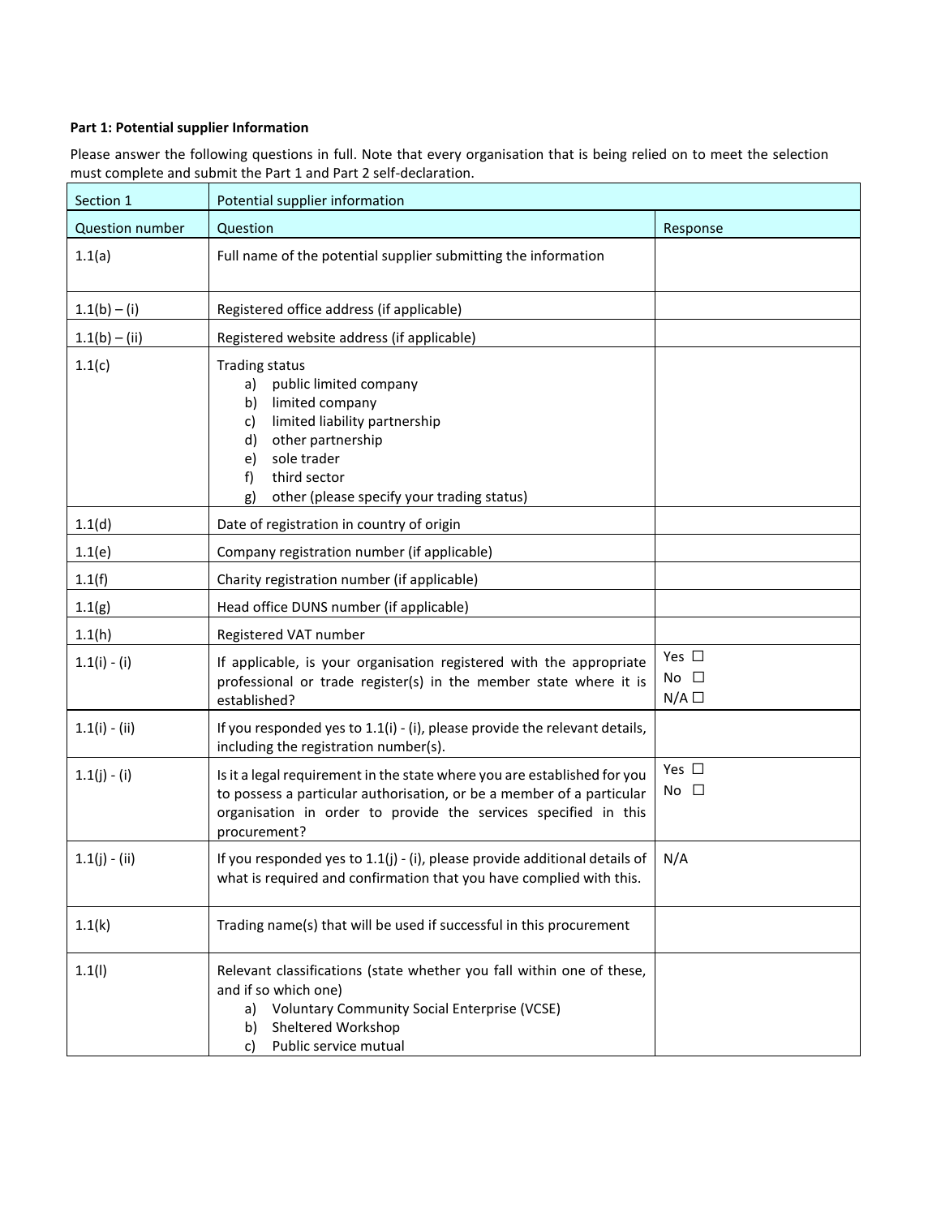**Part 1: Potential supplier Information**

Please answer the following questions in full. Note that every organisation that is being relied on to meet the selection must complete and submit the Part 1 and Part 2 self-declaration.

| Section 1 | Potential supplier information | |
|---|---|---|
| Question number | Question | Response |
| 1.1(a) | Full name of the potential supplier submitting the information | |
| 1.1(b) – (i) | Registered office address (if applicable) | |
| 1.1(b) – (ii) | Registered website address (if applicable) | |
| 1.1(c) | Trading status<br>a) public limited company<br>b) limited company<br>c) limited liability partnership<br>d) other partnership<br>e) sole trader<br>f) third sector<br>g) other (please specify your trading status) | |
| 1.1(d) | Date of registration in country of origin | |
| 1.1(e) | Company registration number (if applicable) | |
| 1.1(f) | Charity registration number (if applicable) | |
| 1.1(g) | Head office DUNS number (if applicable) | |
| 1.1(h) | Registered VAT number | |
| 1.1(i) - (i) | If applicable, is your organisation registered with the appropriate professional or trade register(s) in the member state where it is established? | Yes ☐<br>No ☐<br>N/A ☐ |
| 1.1(i) - (ii) | If you responded yes to 1.1(i) - (i), please provide the relevant details, including the registration number(s). | |
| 1.1(j) - (i) | Is it a legal requirement in the state where you are established for you to possess a particular authorisation, or be a member of a particular organisation in order to provide the services specified in this procurement? | Yes ☐<br>No ☐ |
| 1.1(j) - (ii) | If you responded yes to 1.1(j) - (i), please provide additional details of what is required and confirmation that you have complied with this. | N/A |
| 1.1(k) | Trading name(s) that will be used if successful in this procurement | |
| 1.1(l) | Relevant classifications (state whether you fall within one of these, and if so which one)<br>a) Voluntary Community Social Enterprise (VCSE)<br>b) Sheltered Workshop<br>c) Public service mutual | |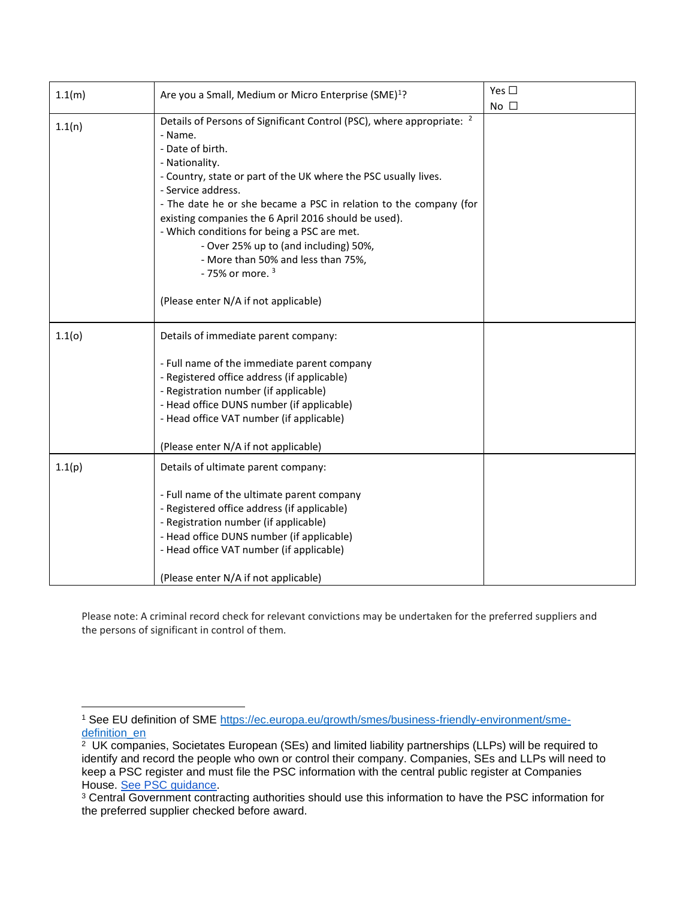| 1.1(m) | Are you a Small, Medium or Micro Enterprise (SME)[1]? | Yes ☐<br>No ☐ |
|---|---|---|
| 1.1(n) | Details of Persons of Significant Control (PSC), where appropriate: [2]<br>- Name.<br>- Date of birth.<br>- Nationality.<br>- Country, state or part of the UK where the PSC usually lives.<br>- Service address.<br>- The date he or she became a PSC in relation to the company (for existing companies the 6 April 2016 should be used).<br>- Which conditions for being a PSC are met.<br>- Over 25% up to (and including) 50%,<br>- More than 50% and less than 75%,<br>- 75% or more. [3]<br><br>(Please enter N/A if not applicable) | |
| 1.1(o) | Details of immediate parent company:<br><br>- Full name of the immediate parent company<br>- Registered office address (if applicable)<br>- Registration number (if applicable)<br>- Head office DUNS number (if applicable)<br>- Head office VAT number (if applicable)<br><br>(Please enter N/A if not applicable) | |
| 1.1(p) | Details of ultimate parent company:<br><br>- Full name of the ultimate parent company<br>- Registered office address (if applicable)<br>- Registration number (if applicable)<br>- Head office DUNS number (if applicable)<br>- Head office VAT number (if applicable)<br><br>(Please enter N/A if not applicable) | |

Please note: A criminal record check for relevant convictions may be undertaken for the preferred suppliers and the persons of significant in control of them.

---

[1] See EU definition of SME [https://ec.europa.eu/growth/smes/business-friendly-environment/sme-definition_en](https://ec.europa.eu/growth/smes/business-friendly-environment/sme-definition_en)

[2] UK companies, Societates European (SEs) and limited liability partnerships (LLPs) will be required to identify and record the people who own or control their company. Companies, SEs and LLPs will need to keep a PSC register and must file the PSC information with the central public register at Companies House. See PSC guidance.

[3] Central Government contracting authorities should use this information to have the PSC information for the preferred supplier checked before award.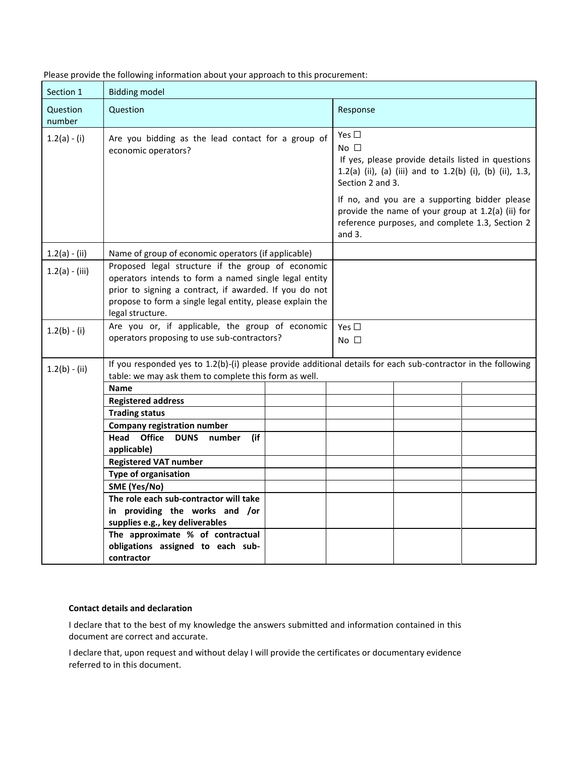Please provide the following information about your approach to this procurement:

| Section 1 | Bidding model | | | | | |
|---|---|---|---|---|---|---|
| Question number | Question | | Response | | | |
| 1.2(a) - (i) | Are you bidding as the lead contact for a group of economic operators? | | Yes ☐<br>No ☐<br>If yes, please provide details listed in questions 1.2(a) (ii), (a) (iii) and to 1.2(b) (i), (b) (ii), 1.3, Section 2 and 3.<br>If no, and you are a supporting bidder please provide the name of your group at 1.2(a) (ii) for reference purposes, and complete 1.3, Section 2 and 3. | | | |
| 1.2(a) - (ii) | Name of group of economic operators (if applicable) | | | | | |
| 1.2(a) - (iii) | Proposed legal structure if the group of economic operators intends to form a named single legal entity prior to signing a contract, if awarded. If you do not propose to form a single legal entity, please explain the legal structure. | | | | | |
| 1.2(b) - (i) | Are you or, if applicable, the group of economic operators proposing to use sub-contractors? | | Yes ☐<br>No ☐ | | | |
| 1.2(b) - (ii) | If you responded yes to 1.2(b)-(i) please provide additional details for each sub-contractor in the following table: we may ask them to complete this form as well. | | | | | |
| | **Name** | | | | | |
| | **Registered address** | | | | | |
| | **Trading status** | | | | | |
| | **Company registration number** | | | | | |
| | **Head Office DUNS number (if applicable)** | | | | | |
| | **Registered VAT number** | | | | | |
| | **Type of organisation** | | | | | |
| | **SME (Yes/No)** | | | | | |
| | **The role each sub-contractor will take in providing the works and /or supplies e.g., key deliverables** | | | | | |
| | **The approximate % of contractual obligations assigned to each sub-contractor** | | | | | |

**Contact details and declaration**

I declare that to the best of my knowledge the answers submitted and information contained in this document are correct and accurate.

I declare that, upon request and without delay I will provide the certificates or documentary evidence referred to in this document.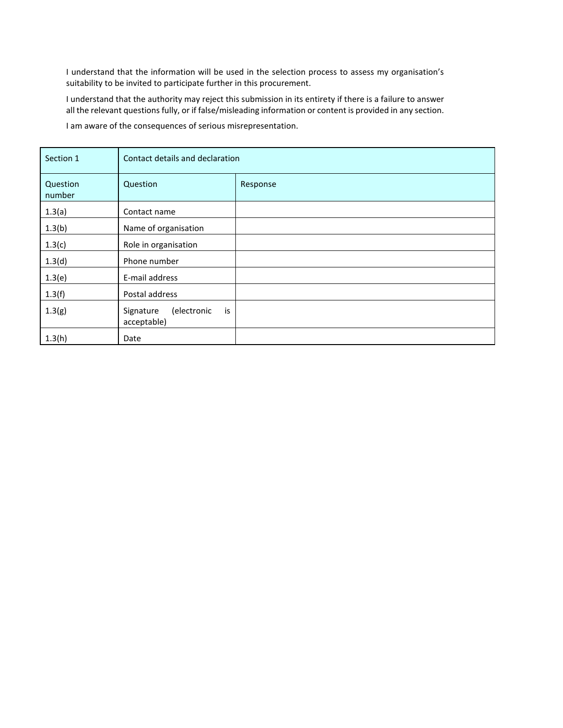I understand that the information will be used in the selection process to assess my organisation's suitability to be invited to participate further in this procurement.

I understand that the authority may reject this submission in its entirety if there is a failure to answer all the relevant questions fully, or if false/misleading information or content is provided in any section.

I am aware of the consequences of serious misrepresentation.

| Section 1 | Contact details and declaration | |
|---|---|---|
| Question number | Question | Response |
| 1.3(a) | Contact name | |
| 1.3(b) | Name of organisation | |
| 1.3(c) | Role in organisation | |
| 1.3(d) | Phone number | |
| 1.3(e) | E-mail address | |
| 1.3(f) | Postal address | |
| 1.3(g) | Signature (electronic is acceptable) | |
| 1.3(h) | Date | |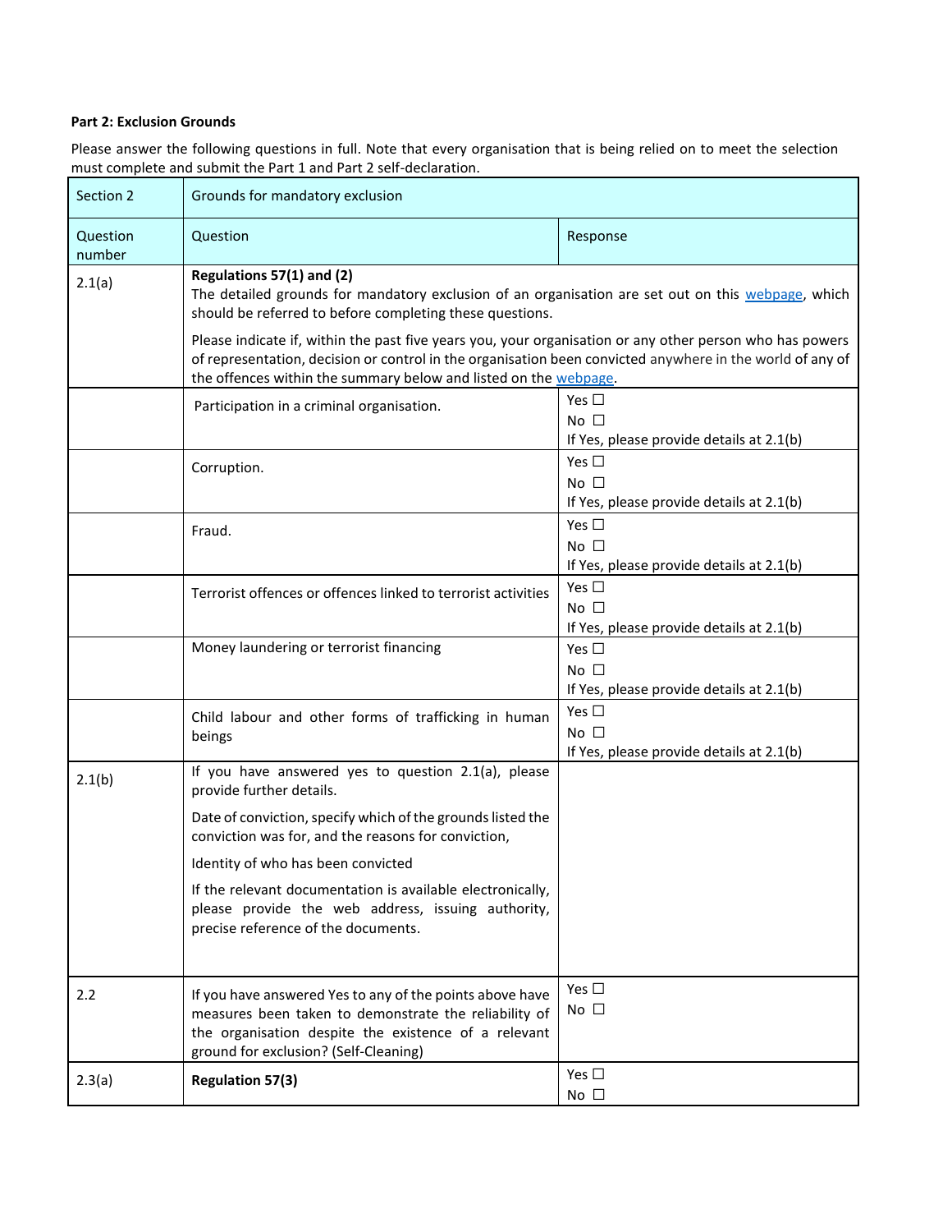**Part 2: Exclusion Grounds**

Please answer the following questions in full. Note that every organisation that is being relied on to meet the selection must complete and submit the Part 1 and Part 2 self-declaration.

| Section 2 | Grounds for mandatory exclusion | |
|---|---|---|
| Question number | Question | Response |
| 2.1(a) | **Regulations 57(1) and (2)**<br>The detailed grounds for mandatory exclusion of an organisation are set out on this [webpage](), which should be referred to before completing these questions.<br><br>Please indicate if, within the past five years you, your organisation or any other person who has powers of representation, decision or control in the organisation been convicted anywhere in the world of any of the offences within the summary below and listed on the [webpage](). | |
| | Participation in a criminal organisation. | Yes ☐<br>No ☐<br>If Yes, please provide details at 2.1(b) |
| | Corruption. | Yes ☐<br>No ☐<br>If Yes, please provide details at 2.1(b) |
| | Fraud. | Yes ☐<br>No ☐<br>If Yes, please provide details at 2.1(b) |
| | Terrorist offences or offences linked to terrorist activities | Yes ☐<br>No ☐<br>If Yes, please provide details at 2.1(b) |
| | Money laundering or terrorist financing | Yes ☐<br>No ☐<br>If Yes, please provide details at 2.1(b) |
| | Child labour and other forms of trafficking in human beings | Yes ☐<br>No ☐<br>If Yes, please provide details at 2.1(b) |
| 2.1(b) | If you have answered yes to question 2.1(a), please provide further details.<br><br>Date of conviction, specify which of the grounds listed the conviction was for, and the reasons for conviction,<br><br>Identity of who has been convicted<br><br>If the relevant documentation is available electronically, please provide the web address, issuing authority, precise reference of the documents. | |
| 2.2 | If you have answered Yes to any of the points above have measures been taken to demonstrate the reliability of the organisation despite the existence of a relevant ground for exclusion? (Self-Cleaning) | Yes ☐<br>No ☐ |
| 2.3(a) | **Regulation 57(3)** | Yes ☐<br>No ☐ |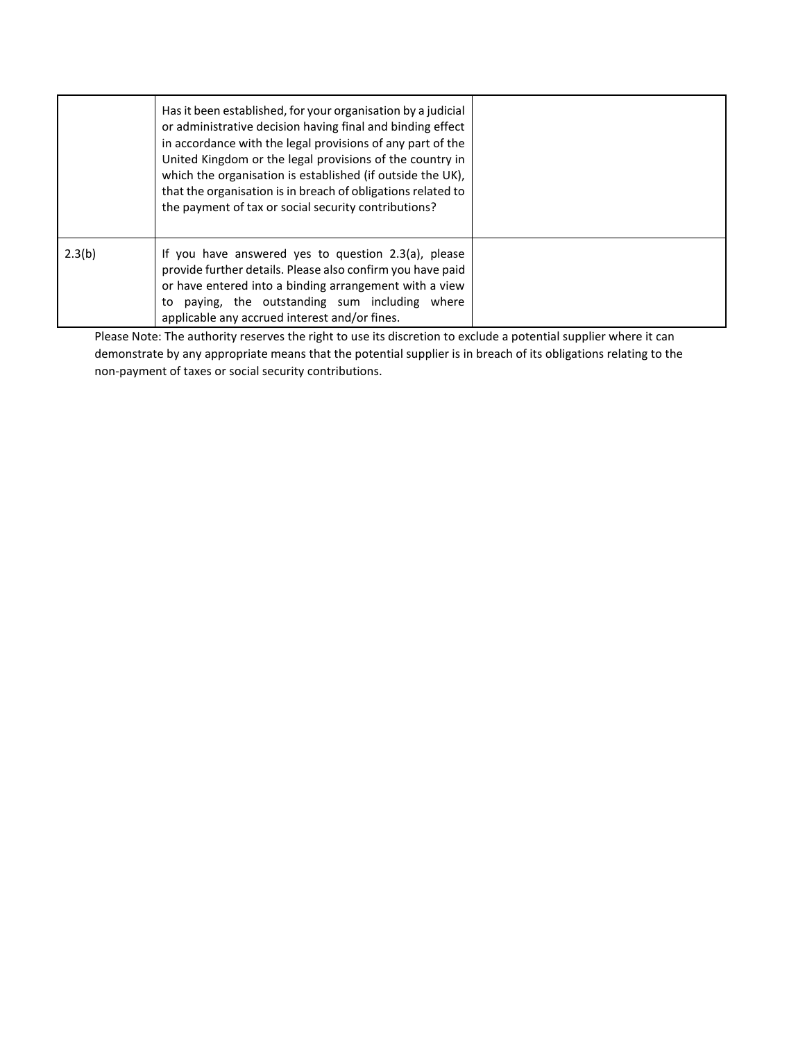| | | |
|---|---|---|
| | Has it been established, for your organisation by a judicial or administrative decision having final and binding effect in accordance with the legal provisions of any part of the United Kingdom or the legal provisions of the country in which the organisation is established (if outside the UK), that the organisation is in breach of obligations related to the payment of tax or social security contributions? | |
| 2.3(b) | If you have answered yes to question 2.3(a), please provide further details. Please also confirm you have paid or have entered into a binding arrangement with a view to paying, the outstanding sum including where applicable any accrued interest and/or fines. | |

Please Note: The authority reserves the right to use its discretion to exclude a potential supplier where it can demonstrate by any appropriate means that the potential supplier is in breach of its obligations relating to the non-payment of taxes or social security contributions.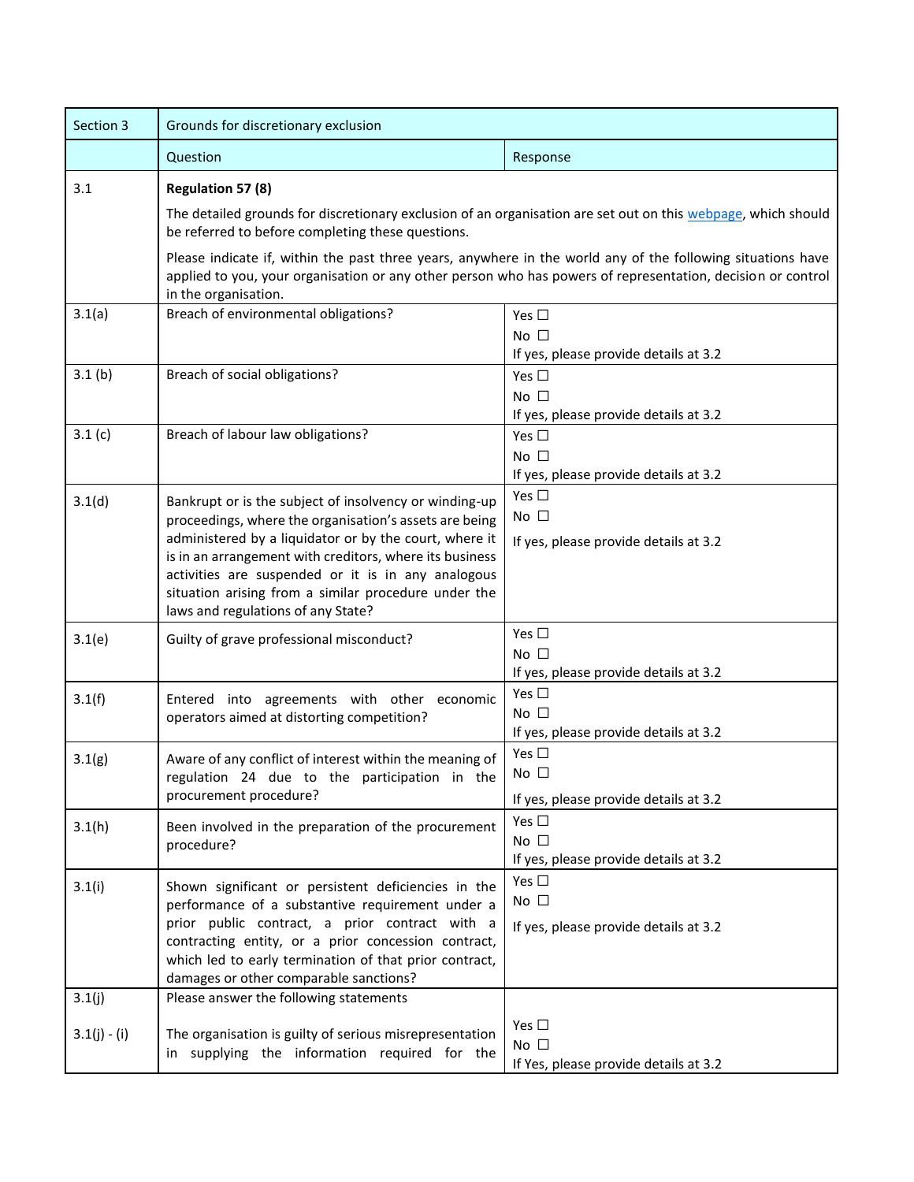| Section 3 | Grounds for discretionary exclusion | |
|---|---|---|
| | Question | Response |
| 3.1 | **Regulation 57 (8)**<br><br>The detailed grounds for discretionary exclusion of an organisation are set out on this [webpage](), which should be referred to before completing these questions.<br><br>Please indicate if, within the past three years, anywhere in the world any of the following situations have applied to you, your organisation or any other person who has powers of representation, decision or control in the organisation. | |
| 3.1(a) | Breach of environmental obligations? | Yes ☐<br>No ☐<br>If yes, please provide details at 3.2 |
| 3.1 (b) | Breach of social obligations? | Yes ☐<br>No ☐<br>If yes, please provide details at 3.2 |
| 3.1 (c) | Breach of labour law obligations? | Yes ☐<br>No ☐<br>If yes, please provide details at 3.2 |
| 3.1(d) | Bankrupt or is the subject of insolvency or winding-up proceedings, where the organisation's assets are being administered by a liquidator or by the court, where it is in an arrangement with creditors, where its business activities are suspended or it is in any analogous situation arising from a similar procedure under the laws and regulations of any State? | Yes ☐<br>No ☐<br>If yes, please provide details at 3.2 |
| 3.1(e) | Guilty of grave professional misconduct? | Yes ☐<br>No ☐<br>If yes, please provide details at 3.2 |
| 3.1(f) | Entered into agreements with other economic operators aimed at distorting competition? | Yes ☐<br>No ☐<br>If yes, please provide details at 3.2 |
| 3.1(g) | Aware of any conflict of interest within the meaning of regulation 24 due to the participation in the procurement procedure? | Yes ☐<br>No ☐<br>If yes, please provide details at 3.2 |
| 3.1(h) | Been involved in the preparation of the procurement procedure? | Yes ☐<br>No ☐<br>If yes, please provide details at 3.2 |
| 3.1(i) | Shown significant or persistent deficiencies in the performance of a substantive requirement under a prior public contract, a prior contract with a contracting entity, or a prior concession contract, which led to early termination of that prior contract, damages or other comparable sanctions? | Yes ☐<br>No ☐<br>If yes, please provide details at 3.2 |
| 3.1(j) | Please answer the following statements | |
| 3.1(j) - (i) | The organisation is guilty of serious misrepresentation in supplying the information required for the | Yes ☐<br>No ☐<br>If Yes, please provide details at 3.2 |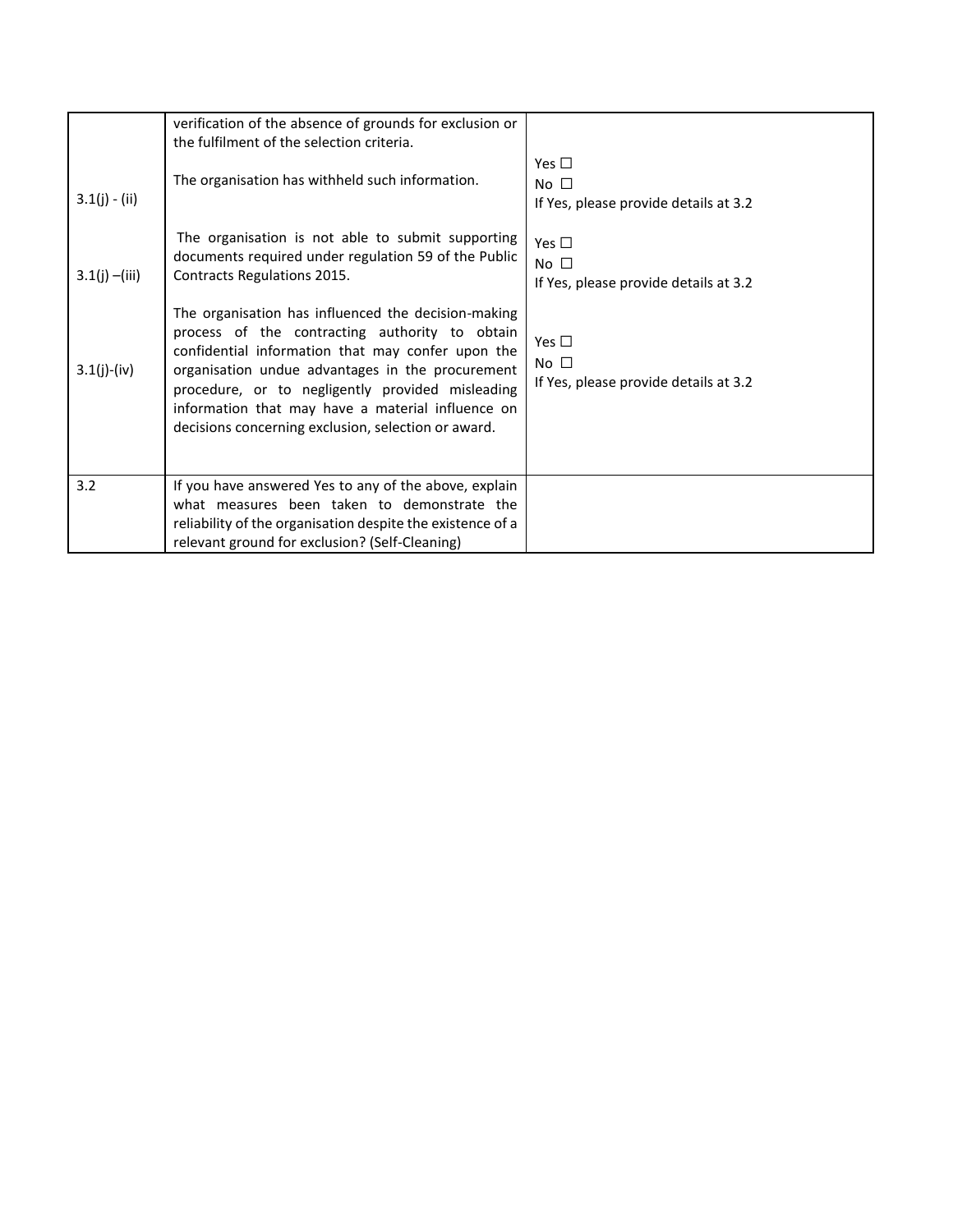| | | |
|---|---|---|
| 3.1(j) - (ii) | verification of the absence of grounds for exclusion or the fulfilment of the selection criteria.<br><br>The organisation has withheld such information. | Yes ☐<br>No ☐<br>If Yes, please provide details at 3.2 |
| 3.1(j) –(iii) | The organisation is not able to submit supporting documents required under regulation 59 of the Public Contracts Regulations 2015. | Yes ☐<br>No ☐<br>If Yes, please provide details at 3.2 |
| 3.1(j)-(iv) | The organisation has influenced the decision-making process of the contracting authority to obtain confidential information that may confer upon the organisation undue advantages in the procurement procedure, or to negligently provided misleading information that may have a material influence on decisions concerning exclusion, selection or award. | Yes ☐<br>No ☐<br>If Yes, please provide details at 3.2 |
| 3.2 | If you have answered Yes to any of the above, explain what measures been taken to demonstrate the reliability of the organisation despite the existence of a relevant ground for exclusion? (Self-Cleaning) | |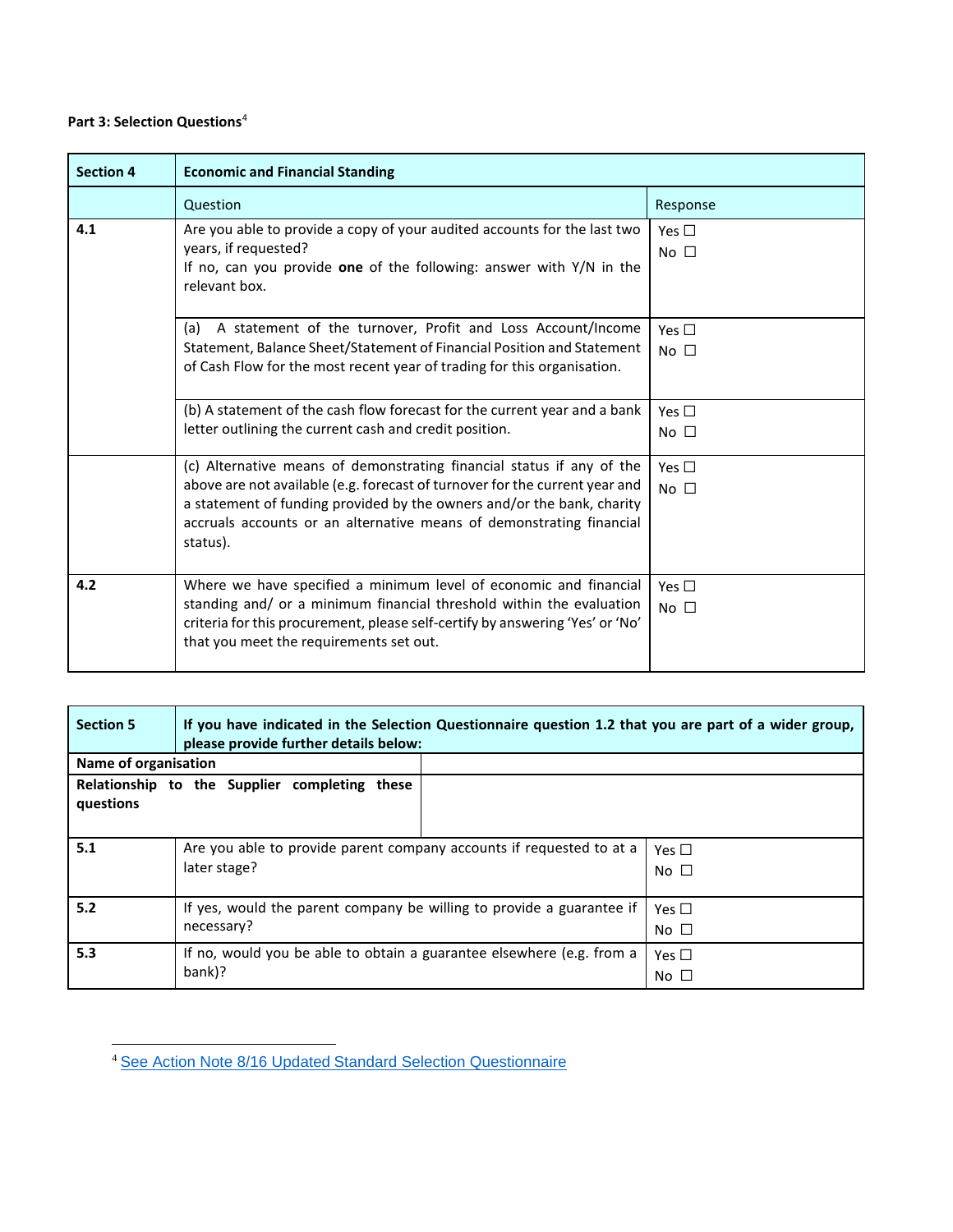**Part 3: Selection Questions**[4]

| Section 4 | Economic and Financial Standing | |
|---|---|---|
| | Question | Response |
| 4.1 | Are you able to provide a copy of your audited accounts for the last two years, if requested?<br>If no, can you provide **one** of the following: answer with Y/N in the relevant box. | Yes ☐<br>No ☐ |
| | (a) A statement of the turnover, Profit and Loss Account/Income Statement, Balance Sheet/Statement of Financial Position and Statement of Cash Flow for the most recent year of trading for this organisation. | Yes ☐<br>No ☐ |
| | (b) A statement of the cash flow forecast for the current year and a bank letter outlining the current cash and credit position. | Yes ☐<br>No ☐ |
| | (c) Alternative means of demonstrating financial status if any of the above are not available (e.g. forecast of turnover for the current year and a statement of funding provided by the owners and/or the bank, charity accruals accounts or an alternative means of demonstrating financial status). | Yes ☐<br>No ☐ |
| 4.2 | Where we have specified a minimum level of economic and financial standing and/ or a minimum financial threshold within the evaluation criteria for this procurement, please self-certify by answering 'Yes' or 'No' that you meet the requirements set out. | Yes ☐<br>No ☐ |

| Section 5 | If you have indicated in the Selection Questionnaire question 1.2 that you are part of a wider group, please provide further details below: | |
|---|---|---|
| **Name of organisation** | | |
| **Relationship to the Supplier completing these questions** | | |
| 5.1 | Are you able to provide parent company accounts if requested to at a later stage? | Yes ☐<br>No ☐ |
| 5.2 | If yes, would the parent company be willing to provide a guarantee if necessary? | Yes ☐<br>No ☐ |
| 5.3 | If no, would you be able to obtain a guarantee elsewhere (e.g. from a bank)? | Yes ☐<br>No ☐ |

[4] See Action Note 8/16 Updated Standard Selection Questionnaire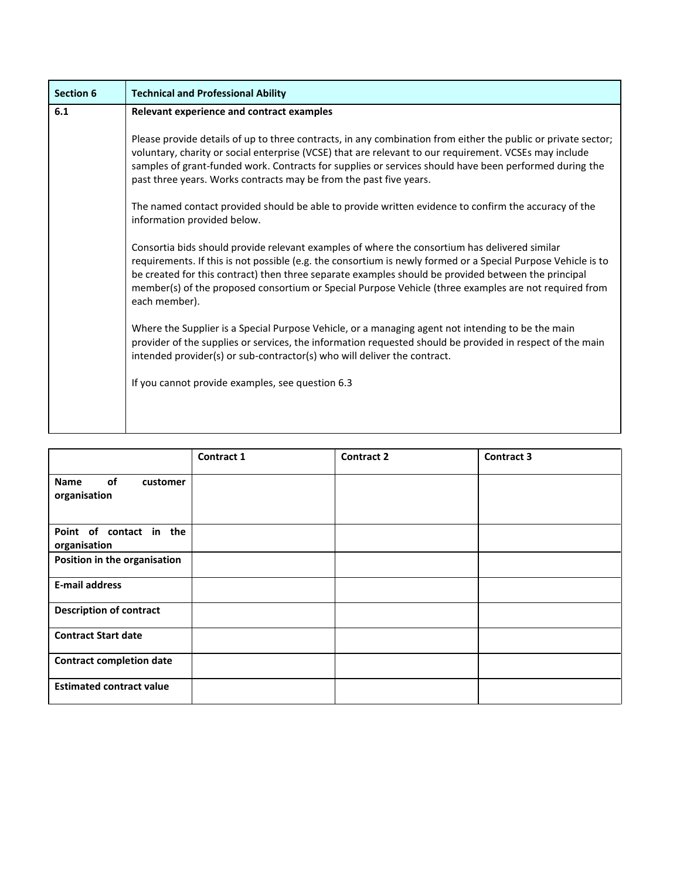| Section 6 | Technical and Professional Ability |
| --- | --- |
| 6.1 | **Relevant experience and contract examples**<br><br>Please provide details of up to three contracts, in any combination from either the public or private sector; voluntary, charity or social enterprise (VCSE) that are relevant to our requirement. VCSEs may include samples of grant-funded work. Contracts for supplies or services should have been performed during the past three years. Works contracts may be from the past five years.<br><br>The named contact provided should be able to provide written evidence to confirm the accuracy of the information provided below.<br><br>Consortia bids should provide relevant examples of where the consortium has delivered similar requirements. If this is not possible (e.g. the consortium is newly formed or a Special Purpose Vehicle is to be created for this contract) then three separate examples should be provided between the principal member(s) of the proposed consortium or Special Purpose Vehicle (three examples are not required from each member).<br><br>Where the Supplier is a Special Purpose Vehicle, or a managing agent not intending to be the main provider of the supplies or services, the information requested should be provided in respect of the main intended provider(s) or sub-contractor(s) who will deliver the contract.<br><br>If you cannot provide examples, see question 6.3 |

| | Contract 1 | Contract 2 | Contract 3 |
| --- | --- | --- | --- |
| **Name of customer organisation** | | | |
| **Point of contact in the organisation** | | | |
| **Position in the organisation** | | | |
| **E-mail address** | | | |
| **Description of contract** | | | |
| **Contract Start date** | | | |
| **Contract completion date** | | | |
| **Estimated contract value** | | | |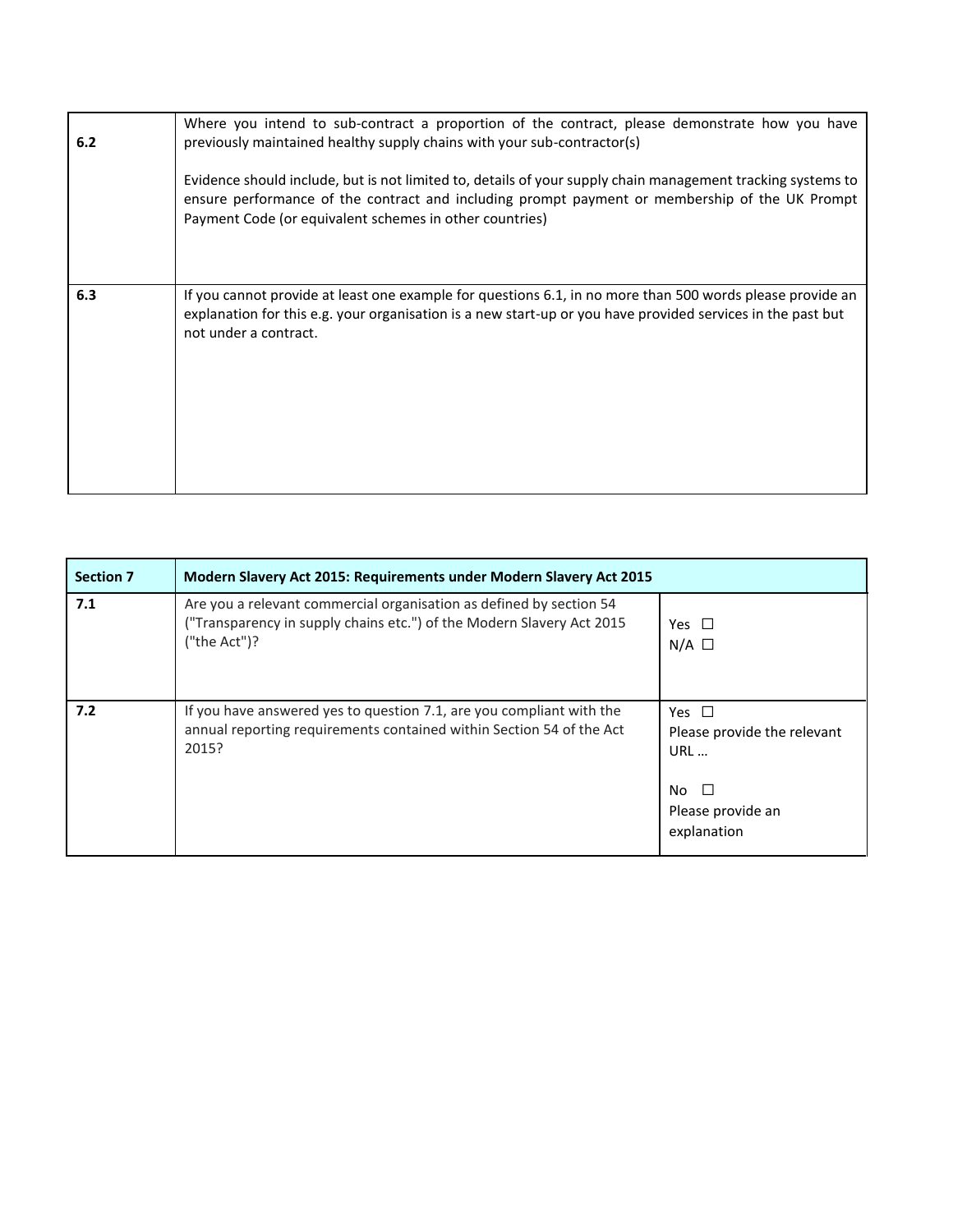| | |
|---|---|
| **6.2** | Where you intend to sub-contract a proportion of the contract, please demonstrate how you have previously maintained healthy supply chains with your sub-contractor(s)<br><br>Evidence should include, but is not limited to, details of your supply chain management tracking systems to ensure performance of the contract and including prompt payment or membership of the UK Prompt Payment Code (or equivalent schemes in other countries) |
| **6.3** | If you cannot provide at least one example for questions 6.1, in no more than 500 words please provide an explanation for this e.g. your organisation is a new start-up or you have provided services in the past but not under a contract. |

| **Section 7** | **Modern Slavery Act 2015: Requirements under Modern Slavery Act 2015** | |
|---|---|---|
| **7.1** | Are you a relevant commercial organisation as defined by section 54 ("Transparency in supply chains etc.") of the Modern Slavery Act 2015 ("the Act")? | Yes ☐<br>N/A ☐ |
| **7.2** | If you have answered yes to question 7.1, are you compliant with the annual reporting requirements contained within Section 54 of the Act 2015? | Yes ☐<br>Please provide the relevant URL …<br><br>No ☐<br>Please provide an explanation |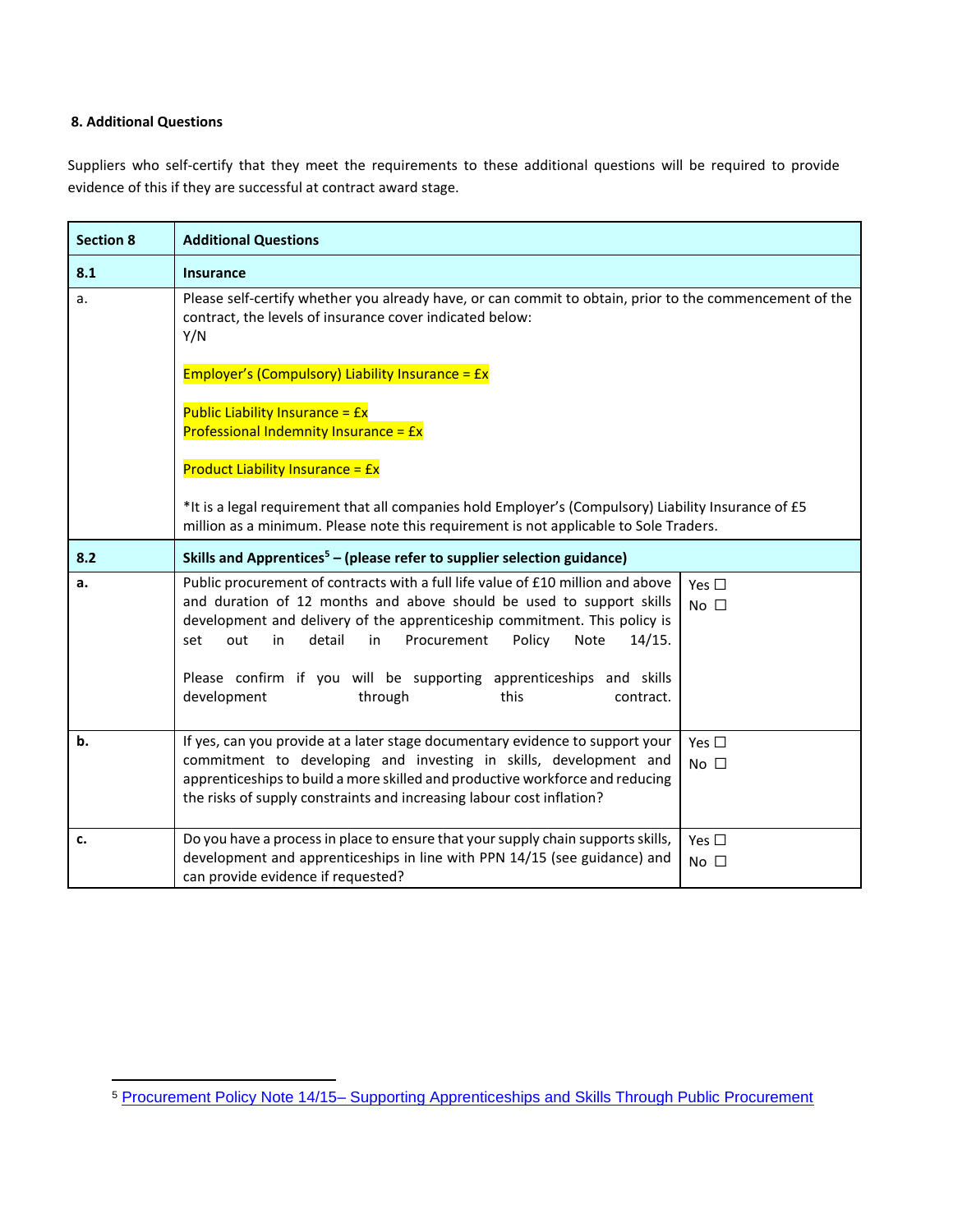## 8. Additional Questions

Suppliers who self-certify that they meet the requirements to these additional questions will be required to provide evidence of this if they are successful at contract award stage.

| Section 8 | Additional Questions | |
|---|---|---|
| **8.1** | **Insurance** | |
| a. | Please self-certify whether you already have, or can commit to obtain, prior to the commencement of the contract, the levels of insurance cover indicated below:<br>Y/N<br><br>Employer's (Compulsory) Liability Insurance = £x<br><br>Public Liability Insurance = £x<br>Professional Indemnity Insurance = £x<br><br>Product Liability Insurance = £x<br><br>*It is a legal requirement that all companies hold Employer's (Compulsory) Liability Insurance of £5 million as a minimum. Please note this requirement is not applicable to Sole Traders. | |
| **8.2** | **Skills and Apprentices[5] – (please refer to supplier selection guidance)** | |
| **a.** | Public procurement of contracts with a full life value of £10 million and above and duration of 12 months and above should be used to support skills development and delivery of the apprenticeship commitment. This policy is set out in detail in Procurement Policy Note 14/15.<br><br>Please confirm if you will be supporting apprenticeships and skills development through this contract. | Yes ☐<br>No ☐ |
| **b.** | If yes, can you provide at a later stage documentary evidence to support your commitment to developing and investing in skills, development and apprenticeships to build a more skilled and productive workforce and reducing the risks of supply constraints and increasing labour cost inflation? | Yes ☐<br>No ☐ |
| **c.** | Do you have a process in place to ensure that your supply chain supports skills, development and apprenticeships in line with PPN 14/15 (see guidance) and can provide evidence if requested? | Yes ☐<br>No ☐ |

[5] Procurement Policy Note 14/15– Supporting Apprenticeships and Skills Through Public Procurement